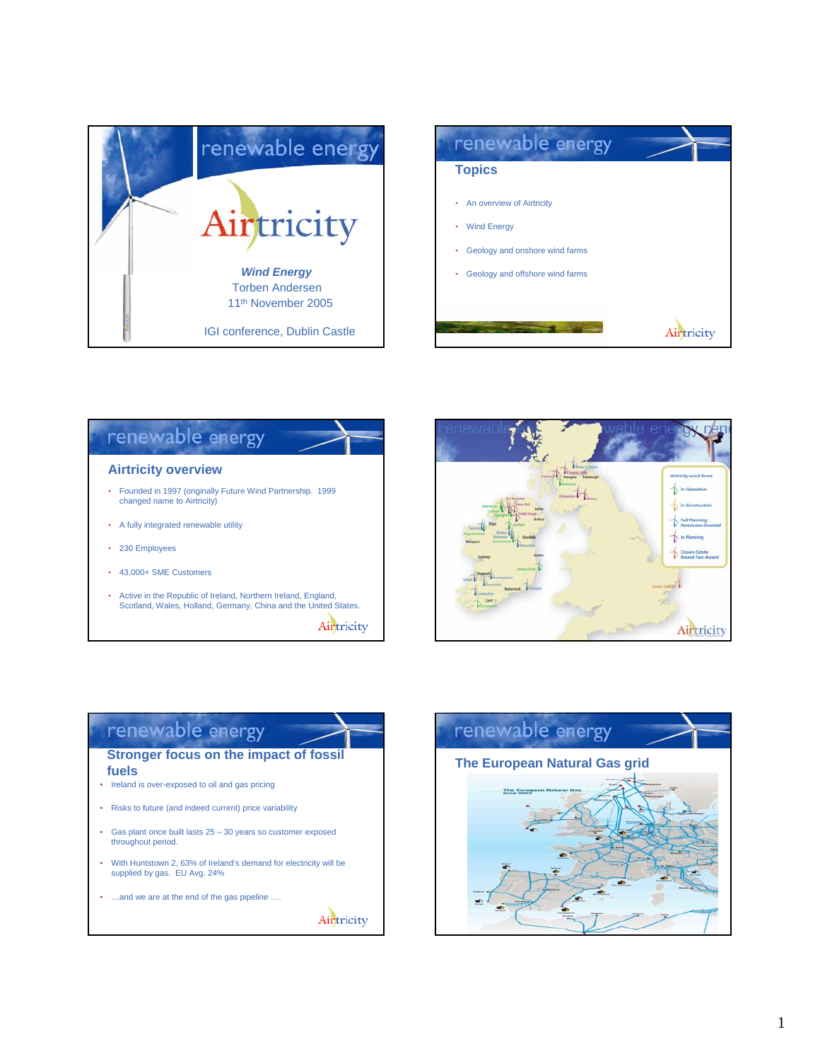# renewable energy

# Airtricity

***Wind Energy***

Torben Andersen

11th November 2005

IGI conference, Dublin Castle

---

## renewable energy

### Topics

- An overview of Airtricity
- Wind Energy
- Geology and onshore wind farms
- Geology and offshore wind farms

---

## renewable energy

### Airtricity overview

- Founded in 1997 (originally Future Wind Partnership. 1999 changed name to Airtricity)
- A fully integrated renewable utility
- 230 Employees
- 43,000+ SME Customers
- Active in the Republic of Ireland, Northern Ireland, England, Scotland, Wales, Holland, Germany, China and the United States.

---

## renewable energy

Airtricity wind farms

- In Operation
- In Construction
- Full Planning Permission Granted
- In Planning
- Crown Estate Round Two Award

---

## renewable energy

### Stronger focus on the impact of fossil fuels

- Ireland is over-exposed to oil and gas pricing
- Risks to future (and indeed current) price variability
- Gas plant once built lasts 25 – 30 years so customer exposed throughout period.
- With Huntstown 2, 63% of Ireland's demand for electricity will be supplied by gas. EU Avg. 24%
- …and we are at the end of the gas pipeline ….

---

## renewable energy

### The European Natural Gas grid

The European Natural Gas Grid 2003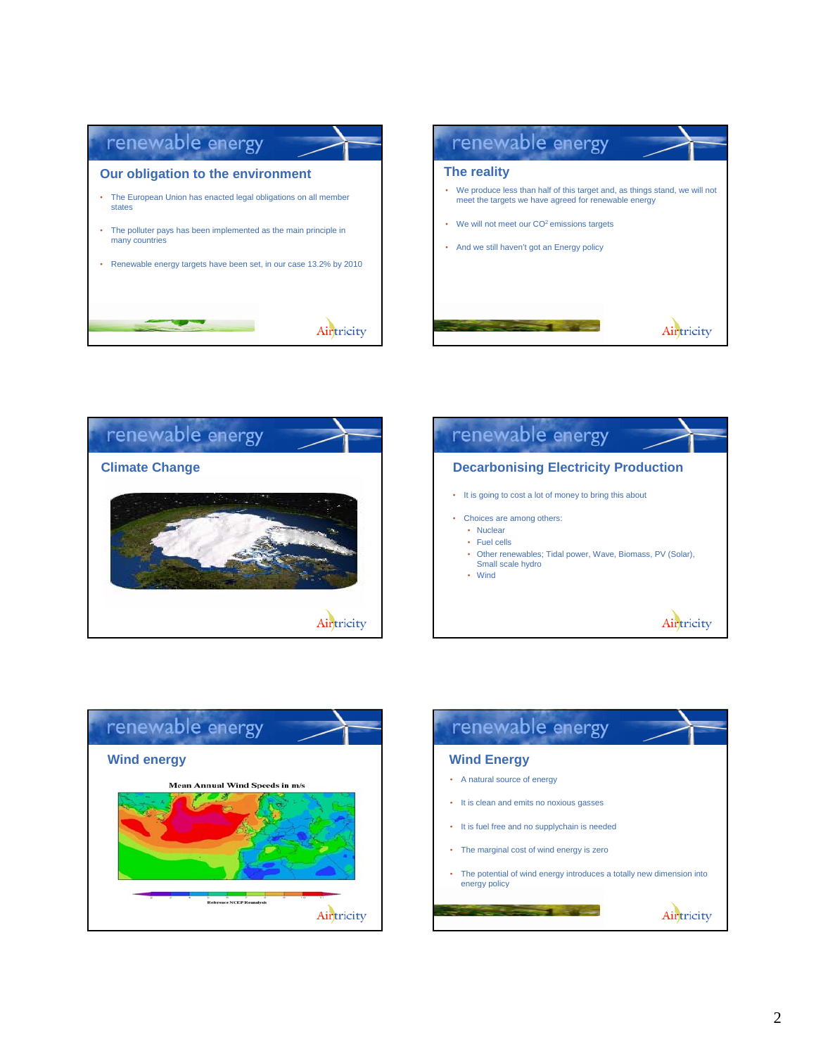## Our obligation to the environment

- The European Union has enacted legal obligations on all member states
- The polluter pays has been implemented as the main principle in many countries
- Renewable energy targets have been set, in our case 13.2% by 2010

## The reality

- We produce less than half of this target and, as things stand, we will not meet the targets we have agreed for renewable energy
- We will not meet our $CO^2$ emissions targets
- And we still haven't got an Energy policy

## Climate Change

## Decarbonising Electricity Production

- It is going to cost a lot of money to bring this about
- Choices are among others:
  - Nuclear
  - Fuel cells
  - Other renewables; Tidal power, Wave, Biomass, PV (Solar), Small scale hydro
  - Wind

## Wind energy

Mean Annual Wind Speeds in m/s

Reference NCEP Reanalysis

## Wind Energy

- A natural source of energy
- It is clean and emits no noxious gasses
- It is fuel free and no supplychain is needed
- The marginal cost of wind energy is zero
- The potential of wind energy introduces a totally new dimension into energy policy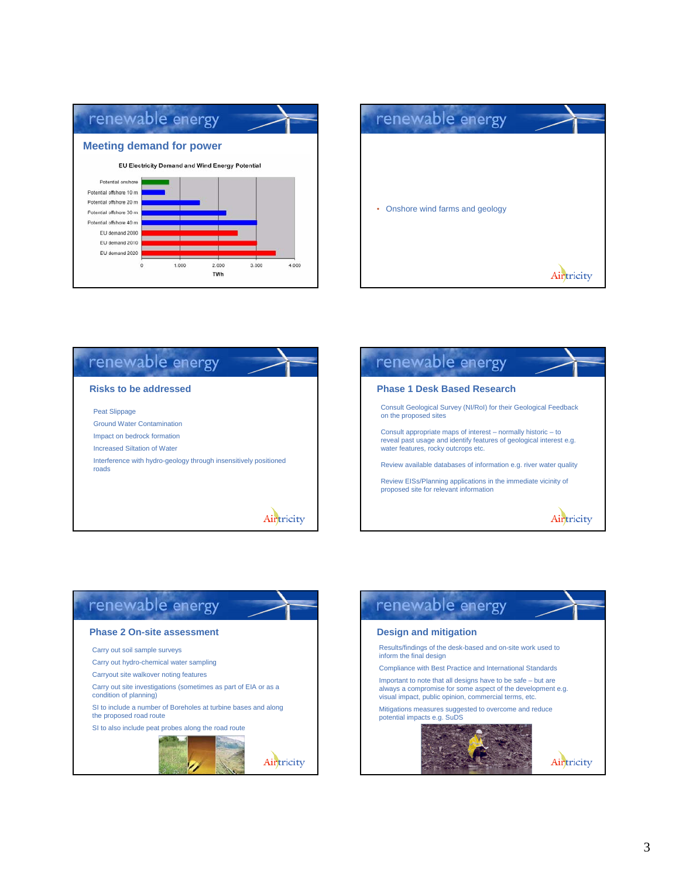## Meeting demand for power

**EU Electricity Demand and Wind Energy Potential**

| | TWh |
|---|---|
| Potential onshore | |
| Potential offshore 10 m | |
| Potential offshore 20 m | |
| Potential offshore 30 m | |
| Potential offshore 40 m | |
| EU demand 2000 | |
| EU demand 2010 | |
| EU demand 2020 | |

Axis: 0, 1.000, 2.000, 3.000, 4.000 TWh

---

- Onshore wind farms and geology

---

## Risks to be addressed

Peat Slippage

Ground Water Contamination

Impact on bedrock formation

Increased Siltation of Water

Interference with hydro-geology through insensitively positioned roads

---

## Phase 1 Desk Based Research

Consult Geological Survey (NI/RoI) for their Geological Feedback on the proposed sites

Consult appropriate maps of interest – normally historic – to reveal past usage and identify features of geological interest e.g. water features, rocky outcrops etc.

Review available databases of information e.g. river water quality

Review EISs/Planning applications in the immediate vicinity of proposed site for relevant information

---

## Phase 2 On-site assessment

Carry out soil sample surveys

Carry out hydro-chemical water sampling

Carryout site walkover noting features

Carry out site investigations (sometimes as part of EIA or as a condition of planning)

SI to include a number of Boreholes at turbine bases and along the proposed road route

SI to also include peat probes along the road route

---

## Design and mitigation

Results/findings of the desk-based and on-site work used to inform the final design

Compliance with Best Practice and International Standards

Important to note that all designs have to be safe – but are always a compromise for some aspect of the development e.g. visual impact, public opinion, commercial terms, etc.

Mitigations measures suggested to overcome and reduce potential impacts e.g. SuDS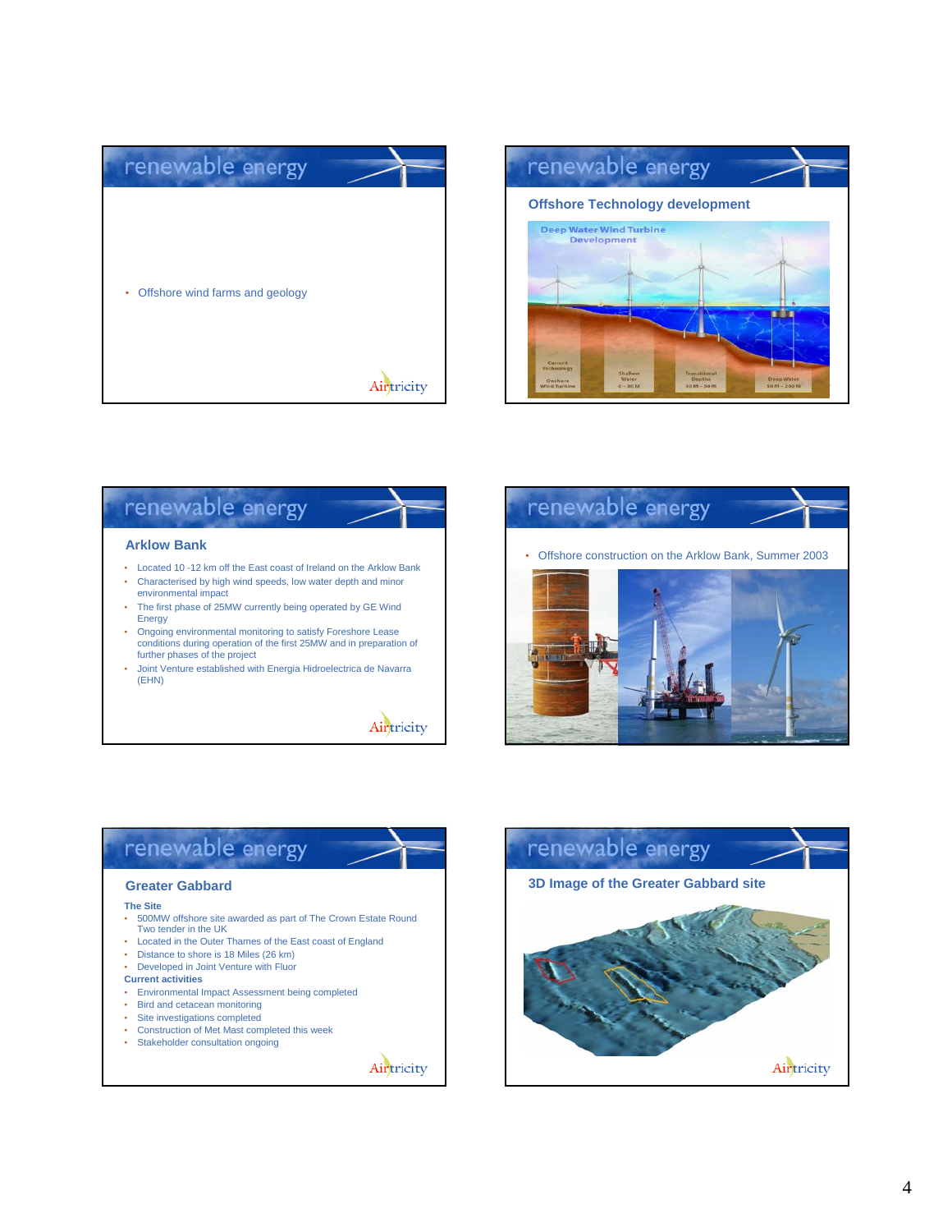## renewable energy

- Offshore wind farms and geology

Airtricity

## renewable energy

### Offshore Technology development

## renewable energy

### Arklow Bank

- Located 10 -12 km off the East coast of Ireland on the Arklow Bank
- Characterised by high wind speeds, low water depth and minor environmental impact
- The first phase of 25MW currently being operated by GE Wind Energy
- Ongoing environmental monitoring to satisfy Foreshore Lease conditions during operation of the first 25MW and in preparation of further phases of the project
- Joint Venture established with Energia Hidroelectrica de Navarra (EHN)

Airtricity

## renewable energy

- Offshore construction on the Arklow Bank, Summer 2003

## renewable energy

### Greater Gabbard

**The Site**

- 500MW offshore site awarded as part of The Crown Estate Round Two tender in the UK
- Located in the Outer Thames of the East coast of England
- Distance to shore is 18 Miles (26 km)
- Developed in Joint Venture with Fluor

**Current activities**

- Environmental Impact Assessment being completed
- Bird and cetacean monitoring
- Site investigations completed
- Construction of Met Mast completed this week
- Stakeholder consultation ongoing

Airtricity

## renewable energy

### 3D Image of the Greater Gabbard site

Airtricity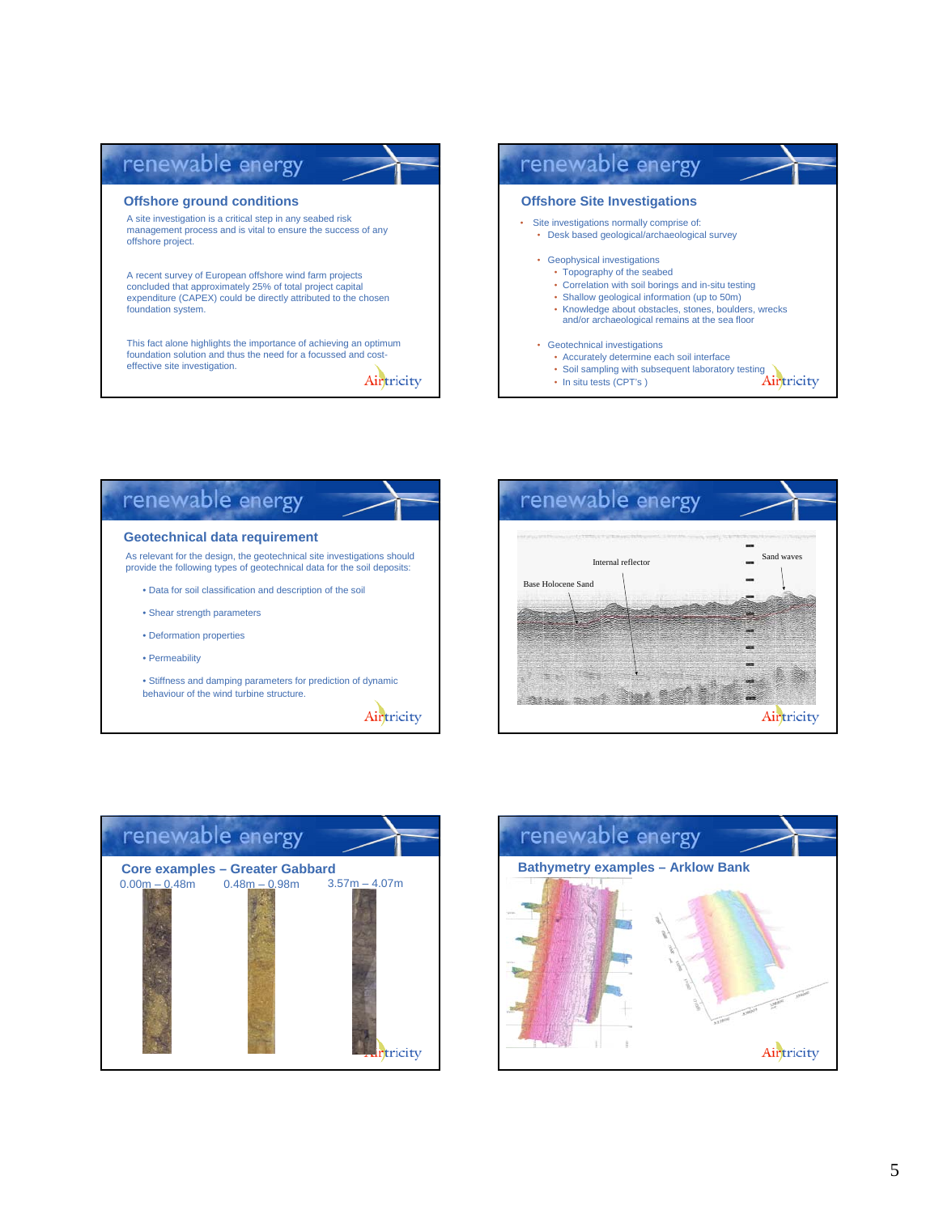## Offshore ground conditions

A site investigation is a critical step in any seabed risk management process and is vital to ensure the success of any offshore project.

A recent survey of European offshore wind farm projects concluded that approximately 25% of total project capital expenditure (CAPEX) could be directly attributed to the chosen foundation system.

This fact alone highlights the importance of achieving an optimum foundation solution and thus the need for a focussed and cost-effective site investigation.

## Offshore Site Investigations

- Site investigations normally comprise of:
  - Desk based geological/archaeological survey
  - Geophysical investigations
    - Topography of the seabed
    - Correlation with soil borings and in-situ testing
    - Shallow geological information (up to 50m)
    - Knowledge about obstacles, stones, boulders, wrecks and/or archaeological remains at the sea floor
  - Geotechnical investigations
    - Accurately determine each soil interface
    - Soil sampling with subsequent laboratory testing
    - In situ tests (CPT's )

## Geotechnical data requirement

As relevant for the design, the geotechnical site investigations should provide the following types of geotechnical data for the soil deposits:

- Data for soil classification and description of the soil
- Shear strength parameters
- Deformation properties
- Permeability
- Stiffness and damping parameters for prediction of dynamic behaviour of the wind turbine structure.

Internal reflector

Sand waves

Base Holocene Sand

## Core examples – Greater Gabbard

0.00m – 0.48m    0.48m – 0.98m    3.57m – 4.07m

## Bathymetry examples – Arklow Bank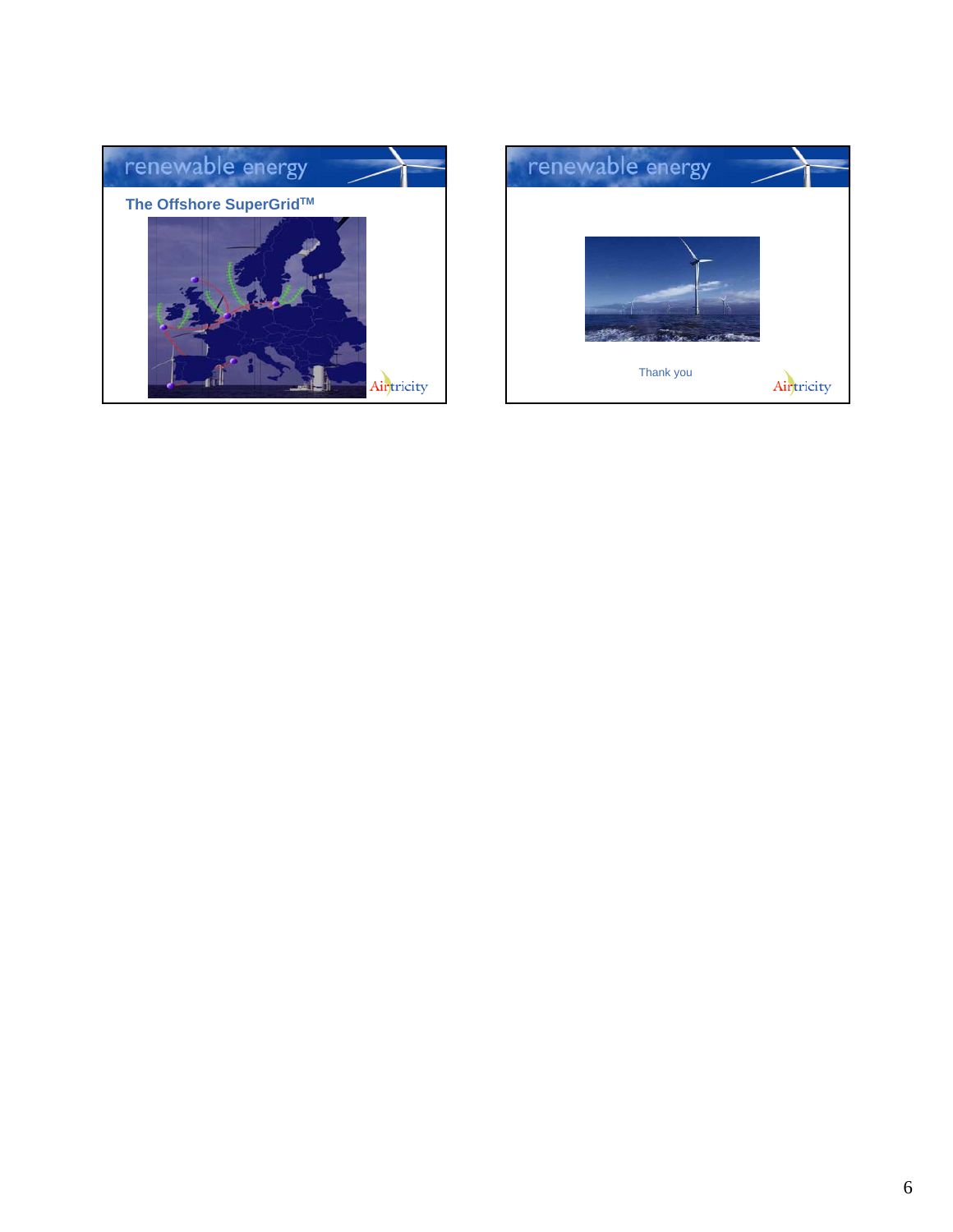renewable energy

## The Offshore SuperGrid™

Airtricity

renewable energy

Thank you

Airtricity